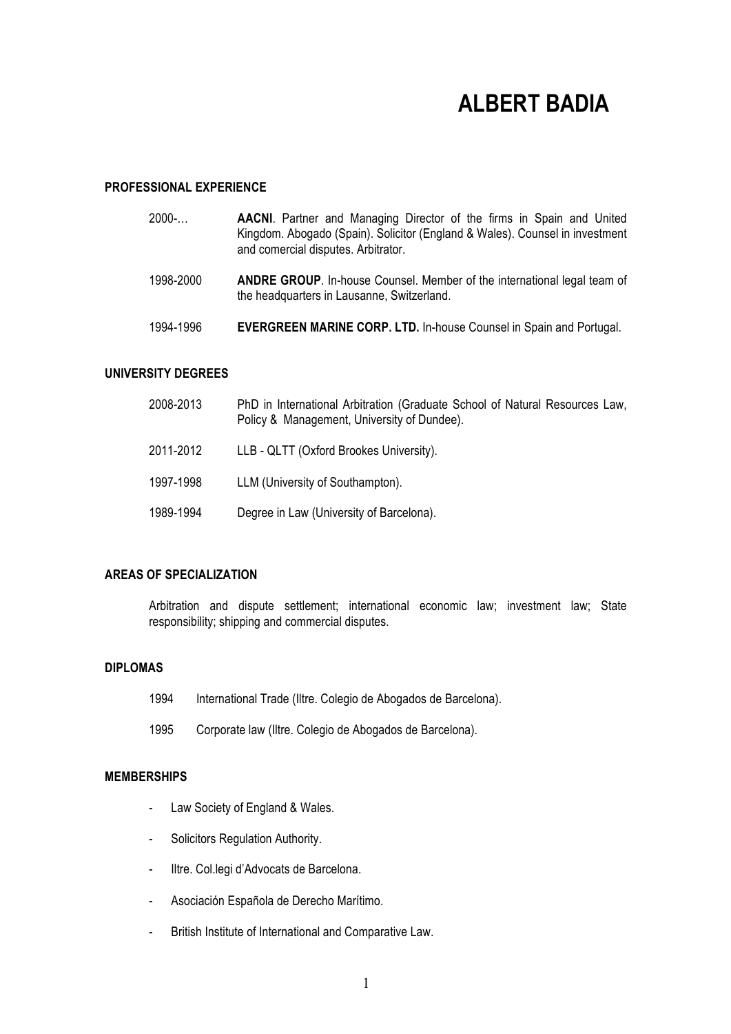# ALBERT BADIA

## PROFESSIONAL EXPERIENCE

2000-… **AACNI**. Partner and Managing Director of the firms in Spain and United Kingdom. Abogado (Spain). Solicitor (England & Wales). Counsel in investment and comercial disputes. Arbitrator.

1998-2000 **ANDRE GROUP**. In-house Counsel. Member of the international legal team of the headquarters in Lausanne, Switzerland.

1994-1996 **EVERGREEN MARINE CORP. LTD.** In-house Counsel in Spain and Portugal.

## UNIVERSITY DEGREES

2008-2013 PhD in International Arbitration (Graduate School of Natural Resources Law, Policy & Management, University of Dundee).

2011-2012 LLB - QLTT (Oxford Brookes University).

1997-1998 LLM (University of Southampton).

1989-1994 Degree in Law (University of Barcelona).

## AREAS OF SPECIALIZATION

Arbitration and dispute settlement; international economic law; investment law; State responsibility; shipping and commercial disputes.

## DIPLOMAS

1994 International Trade (Iltre. Colegio de Abogados de Barcelona).

1995 Corporate law (Iltre. Colegio de Abogados de Barcelona).

## MEMBERSHIPS

- Law Society of England & Wales.
- Solicitors Regulation Authority.
- Iltre. Col.legi d'Advocats de Barcelona.
- Asociación Española de Derecho Marítimo.
- British Institute of International and Comparative Law.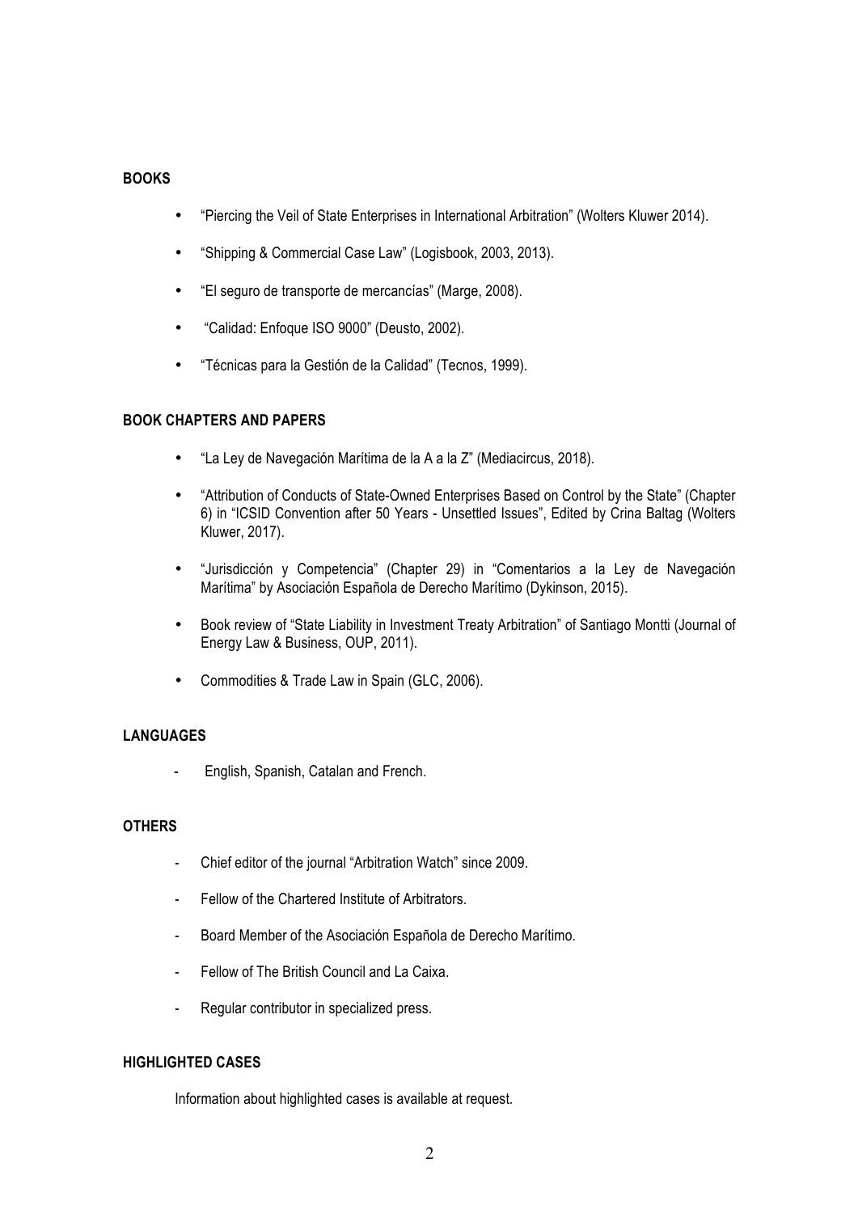**BOOKS**

- “Piercing the Veil of State Enterprises in International Arbitration” (Wolters Kluwer 2014).
- “Shipping & Commercial Case Law” (Logisbook, 2003, 2013).
- “El seguro de transporte de mercancías” (Marge, 2008).
- “Calidad: Enfoque ISO 9000” (Deusto, 2002).
- “Técnicas para la Gestión de la Calidad” (Tecnos, 1999).

**BOOK CHAPTERS AND PAPERS**

- “La Ley de Navegación Marítima de la A a la Z” (Mediacircus, 2018).
- “Attribution of Conducts of State-Owned Enterprises Based on Control by the State” (Chapter 6) in “ICSID Convention after 50 Years - Unsettled Issues”, Edited by Crina Baltag (Wolters Kluwer, 2017).
- “Jurisdicción y Competencia” (Chapter 29) in “Comentarios a la Ley de Navegación Marítima” by Asociación Española de Derecho Marítimo (Dykinson, 2015).
- Book review of “State Liability in Investment Treaty Arbitration” of Santiago Montti (Journal of Energy Law & Business, OUP, 2011).
- Commodities & Trade Law in Spain (GLC, 2006).

**LANGUAGES**

- English, Spanish, Catalan and French.

**OTHERS**

- Chief editor of the journal “Arbitration Watch” since 2009.
- Fellow of the Chartered Institute of Arbitrators.
- Board Member of the Asociación Española de Derecho Marítimo.
- Fellow of The British Council and La Caixa.
- Regular contributor in specialized press.

**HIGHLIGHTED CASES**

Information about highlighted cases is available at request.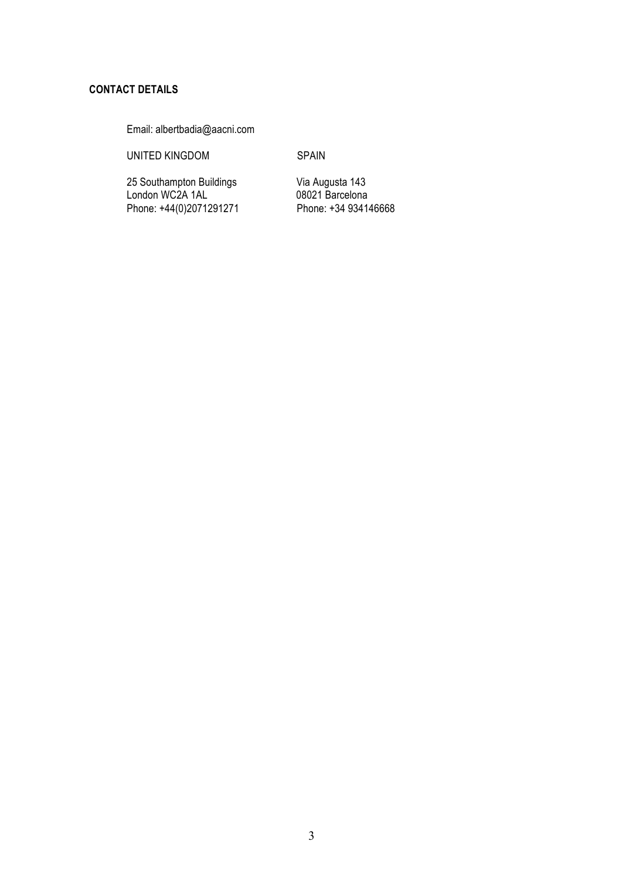## CONTACT DETAILS

Email: albertbadia@aacni.com

UNITED KINGDOM

25 Southampton Buildings
London WC2A 1AL
Phone: +44(0)2071291271

SPAIN

Via Augusta 143
08021 Barcelona
Phone: +34 934146668